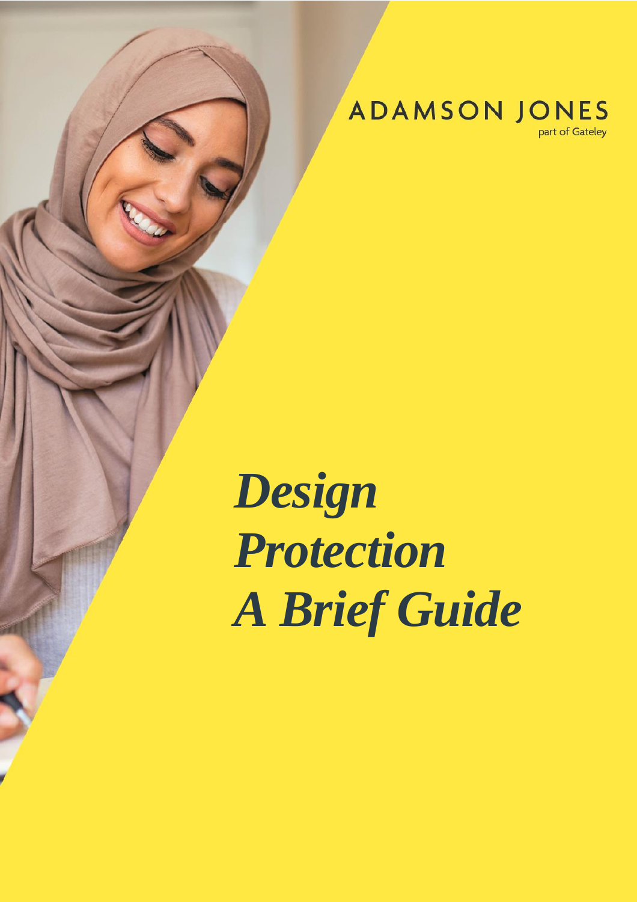ADAMSON JONES

part of Gateley

# *Design Protection A Brief Guide*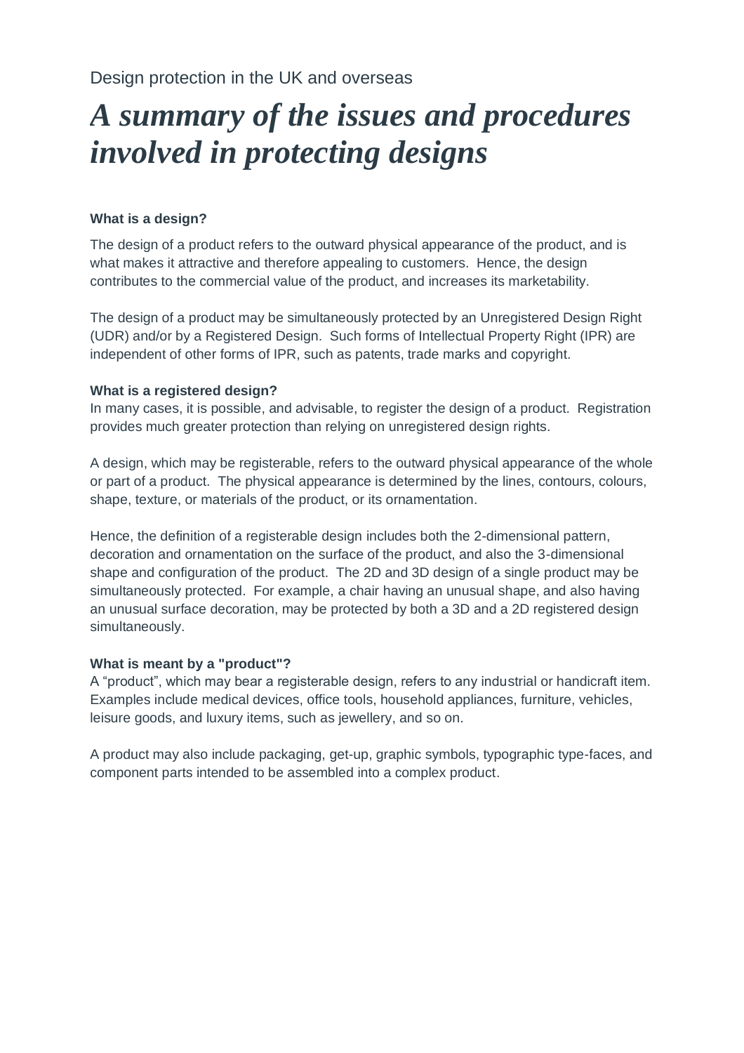Design protection in the UK and overseas

# *A summary of the issues and procedures involved in protecting designs*

**What is a design?**

The design of a product refers to the outward physical appearance of the product, and is what makes it attractive and therefore appealing to customers. Hence, the design contributes to the commercial value of the product, and increases its marketability.

The design of a product may be simultaneously protected by an Unregistered Design Right (UDR) and/or by a Registered Design. Such forms of Intellectual Property Right (IPR) are independent of other forms of IPR, such as patents, trade marks and copyright.

**What is a registered design?**

In many cases, it is possible, and advisable, to register the design of a product. Registration provides much greater protection than relying on unregistered design rights.

A design, which may be registerable, refers to the outward physical appearance of the whole or part of a product. The physical appearance is determined by the lines, contours, colours, shape, texture, or materials of the product, or its ornamentation.

Hence, the definition of a registerable design includes both the 2-dimensional pattern, decoration and ornamentation on the surface of the product, and also the 3-dimensional shape and configuration of the product. The 2D and 3D design of a single product may be simultaneously protected. For example, a chair having an unusual shape, and also having an unusual surface decoration, may be protected by both a 3D and a 2D registered design simultaneously.

**What is meant by a "product"?**

A "product", which may bear a registerable design, refers to any industrial or handicraft item. Examples include medical devices, office tools, household appliances, furniture, vehicles, leisure goods, and luxury items, such as jewellery, and so on.

A product may also include packaging, get-up, graphic symbols, typographic type-faces, and component parts intended to be assembled into a complex product.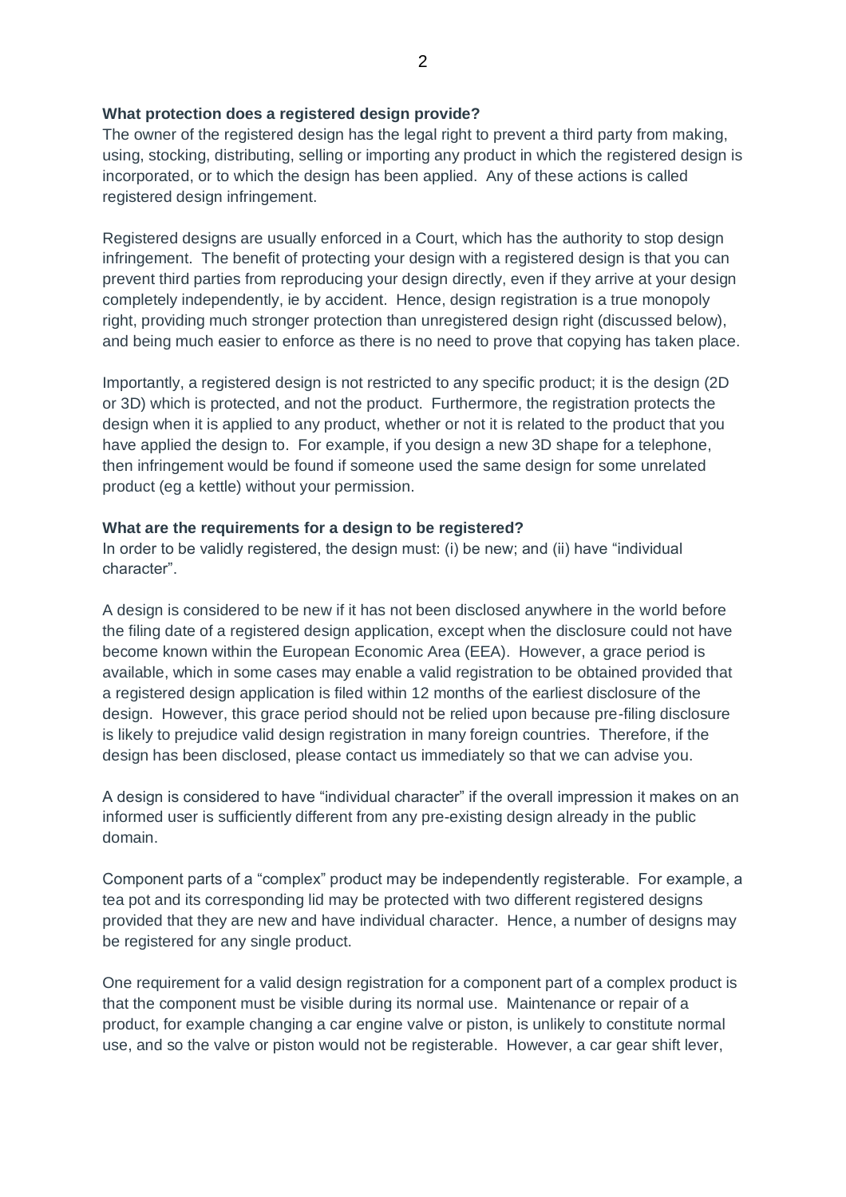**What protection does a registered design provide?**

The owner of the registered design has the legal right to prevent a third party from making, using, stocking, distributing, selling or importing any product in which the registered design is incorporated, or to which the design has been applied. Any of these actions is called registered design infringement.

Registered designs are usually enforced in a Court, which has the authority to stop design infringement. The benefit of protecting your design with a registered design is that you can prevent third parties from reproducing your design directly, even if they arrive at your design completely independently, ie by accident. Hence, design registration is a true monopoly right, providing much stronger protection than unregistered design right (discussed below), and being much easier to enforce as there is no need to prove that copying has taken place.

Importantly, a registered design is not restricted to any specific product; it is the design (2D or 3D) which is protected, and not the product. Furthermore, the registration protects the design when it is applied to any product, whether or not it is related to the product that you have applied the design to. For example, if you design a new 3D shape for a telephone, then infringement would be found if someone used the same design for some unrelated product (eg a kettle) without your permission.

**What are the requirements for a design to be registered?**

In order to be validly registered, the design must: (i) be new; and (ii) have "individual character".

A design is considered to be new if it has not been disclosed anywhere in the world before the filing date of a registered design application, except when the disclosure could not have become known within the European Economic Area (EEA). However, a grace period is available, which in some cases may enable a valid registration to be obtained provided that a registered design application is filed within 12 months of the earliest disclosure of the design. However, this grace period should not be relied upon because pre-filing disclosure is likely to prejudice valid design registration in many foreign countries. Therefore, if the design has been disclosed, please contact us immediately so that we can advise you.

A design is considered to have "individual character" if the overall impression it makes on an informed user is sufficiently different from any pre-existing design already in the public domain.

Component parts of a "complex" product may be independently registerable. For example, a tea pot and its corresponding lid may be protected with two different registered designs provided that they are new and have individual character. Hence, a number of designs may be registered for any single product.

One requirement for a valid design registration for a component part of a complex product is that the component must be visible during its normal use. Maintenance or repair of a product, for example changing a car engine valve or piston, is unlikely to constitute normal use, and so the valve or piston would not be registerable. However, a car gear shift lever,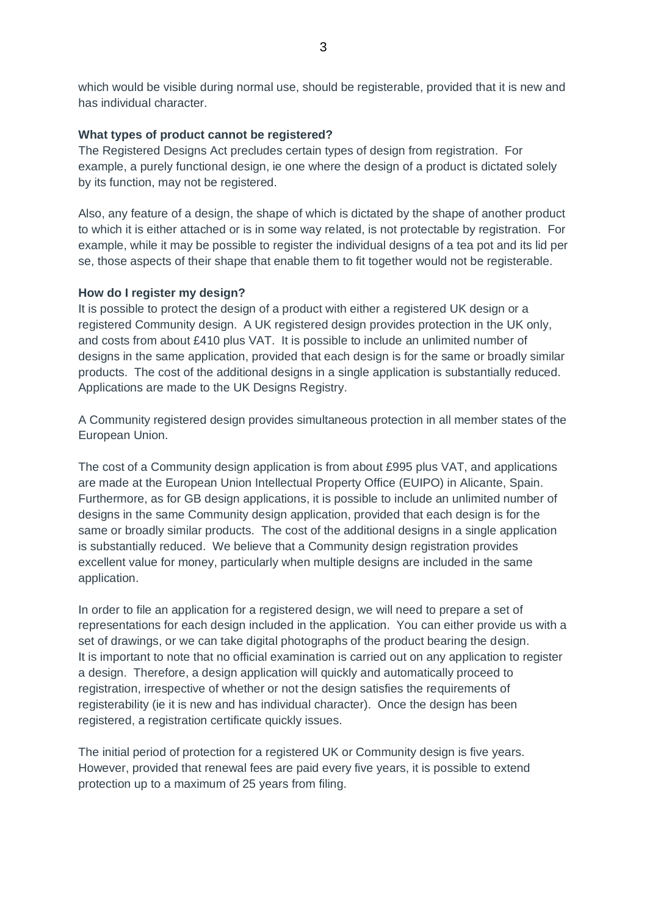which would be visible during normal use, should be registerable, provided that it is new and has individual character.

**What types of product cannot be registered?**

The Registered Designs Act precludes certain types of design from registration. For example, a purely functional design, ie one where the design of a product is dictated solely by its function, may not be registered.

Also, any feature of a design, the shape of which is dictated by the shape of another product to which it is either attached or is in some way related, is not protectable by registration. For example, while it may be possible to register the individual designs of a tea pot and its lid per se, those aspects of their shape that enable them to fit together would not be registerable.

**How do I register my design?**

It is possible to protect the design of a product with either a registered UK design or a registered Community design. A UK registered design provides protection in the UK only, and costs from about £410 plus VAT. It is possible to include an unlimited number of designs in the same application, provided that each design is for the same or broadly similar products. The cost of the additional designs in a single application is substantially reduced. Applications are made to the UK Designs Registry.

A Community registered design provides simultaneous protection in all member states of the European Union.

The cost of a Community design application is from about £995 plus VAT, and applications are made at the European Union Intellectual Property Office (EUIPO) in Alicante, Spain. Furthermore, as for GB design applications, it is possible to include an unlimited number of designs in the same Community design application, provided that each design is for the same or broadly similar products. The cost of the additional designs in a single application is substantially reduced. We believe that a Community design registration provides excellent value for money, particularly when multiple designs are included in the same application.

In order to file an application for a registered design, we will need to prepare a set of representations for each design included in the application. You can either provide us with a set of drawings, or we can take digital photographs of the product bearing the design. It is important to note that no official examination is carried out on any application to register a design. Therefore, a design application will quickly and automatically proceed to registration, irrespective of whether or not the design satisfies the requirements of registerability (ie it is new and has individual character). Once the design has been registered, a registration certificate quickly issues.

The initial period of protection for a registered UK or Community design is five years. However, provided that renewal fees are paid every five years, it is possible to extend protection up to a maximum of 25 years from filing.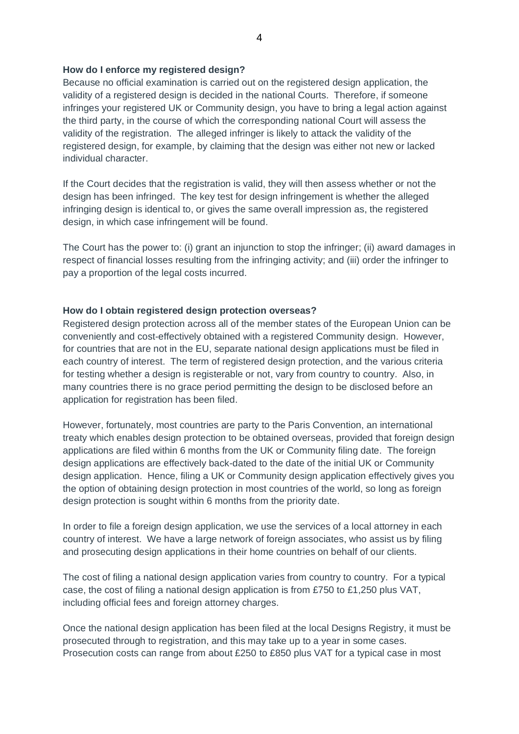**How do I enforce my registered design?**

Because no official examination is carried out on the registered design application, the validity of a registered design is decided in the national Courts. Therefore, if someone infringes your registered UK or Community design, you have to bring a legal action against the third party, in the course of which the corresponding national Court will assess the validity of the registration. The alleged infringer is likely to attack the validity of the registered design, for example, by claiming that the design was either not new or lacked individual character.

If the Court decides that the registration is valid, they will then assess whether or not the design has been infringed. The key test for design infringement is whether the alleged infringing design is identical to, or gives the same overall impression as, the registered design, in which case infringement will be found.

The Court has the power to: (i) grant an injunction to stop the infringer; (ii) award damages in respect of financial losses resulting from the infringing activity; and (iii) order the infringer to pay a proportion of the legal costs incurred.

**How do I obtain registered design protection overseas?**

Registered design protection across all of the member states of the European Union can be conveniently and cost-effectively obtained with a registered Community design. However, for countries that are not in the EU, separate national design applications must be filed in each country of interest. The term of registered design protection, and the various criteria for testing whether a design is registerable or not, vary from country to country. Also, in many countries there is no grace period permitting the design to be disclosed before an application for registration has been filed.

However, fortunately, most countries are party to the Paris Convention, an international treaty which enables design protection to be obtained overseas, provided that foreign design applications are filed within 6 months from the UK or Community filing date. The foreign design applications are effectively back-dated to the date of the initial UK or Community design application. Hence, filing a UK or Community design application effectively gives you the option of obtaining design protection in most countries of the world, so long as foreign design protection is sought within 6 months from the priority date.

In order to file a foreign design application, we use the services of a local attorney in each country of interest. We have a large network of foreign associates, who assist us by filing and prosecuting design applications in their home countries on behalf of our clients.

The cost of filing a national design application varies from country to country. For a typical case, the cost of filing a national design application is from £750 to £1,250 plus VAT, including official fees and foreign attorney charges.

Once the national design application has been filed at the local Designs Registry, it must be prosecuted through to registration, and this may take up to a year in some cases. Prosecution costs can range from about £250 to £850 plus VAT for a typical case in most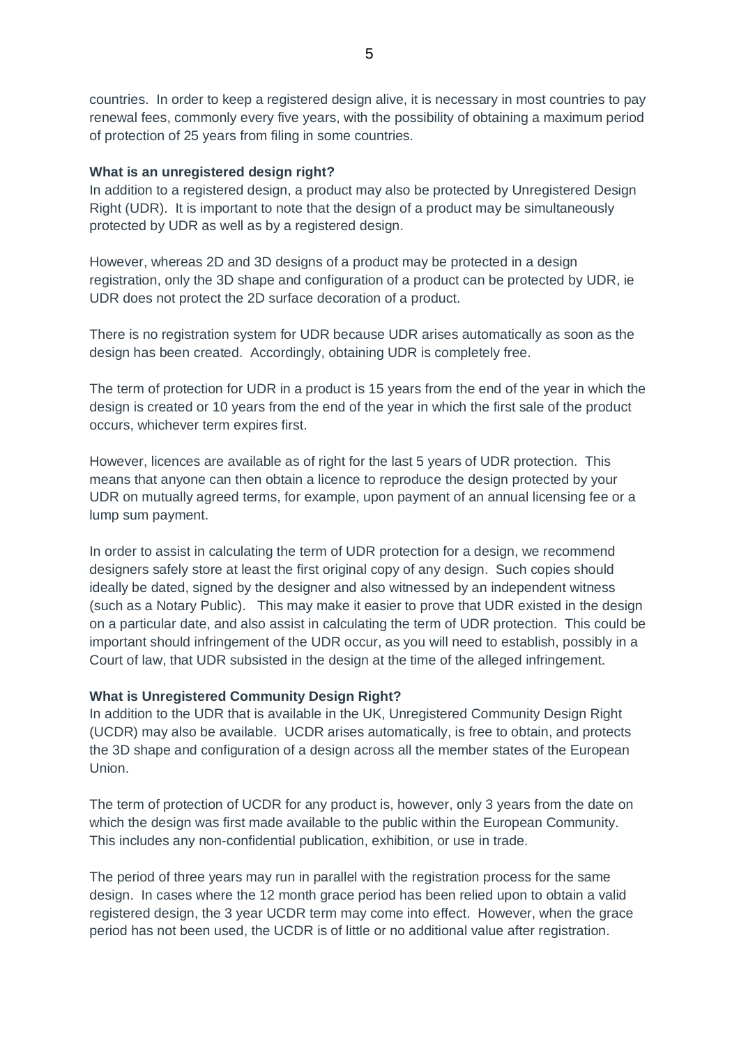countries. In order to keep a registered design alive, it is necessary in most countries to pay renewal fees, commonly every five years, with the possibility of obtaining a maximum period of protection of 25 years from filing in some countries.

**What is an unregistered design right?**

In addition to a registered design, a product may also be protected by Unregistered Design Right (UDR). It is important to note that the design of a product may be simultaneously protected by UDR as well as by a registered design.

However, whereas 2D and 3D designs of a product may be protected in a design registration, only the 3D shape and configuration of a product can be protected by UDR, ie UDR does not protect the 2D surface decoration of a product.

There is no registration system for UDR because UDR arises automatically as soon as the design has been created. Accordingly, obtaining UDR is completely free.

The term of protection for UDR in a product is 15 years from the end of the year in which the design is created or 10 years from the end of the year in which the first sale of the product occurs, whichever term expires first.

However, licences are available as of right for the last 5 years of UDR protection. This means that anyone can then obtain a licence to reproduce the design protected by your UDR on mutually agreed terms, for example, upon payment of an annual licensing fee or a lump sum payment.

In order to assist in calculating the term of UDR protection for a design, we recommend designers safely store at least the first original copy of any design. Such copies should ideally be dated, signed by the designer and also witnessed by an independent witness (such as a Notary Public). This may make it easier to prove that UDR existed in the design on a particular date, and also assist in calculating the term of UDR protection. This could be important should infringement of the UDR occur, as you will need to establish, possibly in a Court of law, that UDR subsisted in the design at the time of the alleged infringement.

**What is Unregistered Community Design Right?**

In addition to the UDR that is available in the UK, Unregistered Community Design Right (UCDR) may also be available. UCDR arises automatically, is free to obtain, and protects the 3D shape and configuration of a design across all the member states of the European Union.

The term of protection of UCDR for any product is, however, only 3 years from the date on which the design was first made available to the public within the European Community. This includes any non-confidential publication, exhibition, or use in trade.

The period of three years may run in parallel with the registration process for the same design. In cases where the 12 month grace period has been relied upon to obtain a valid registered design, the 3 year UCDR term may come into effect. However, when the grace period has not been used, the UCDR is of little or no additional value after registration.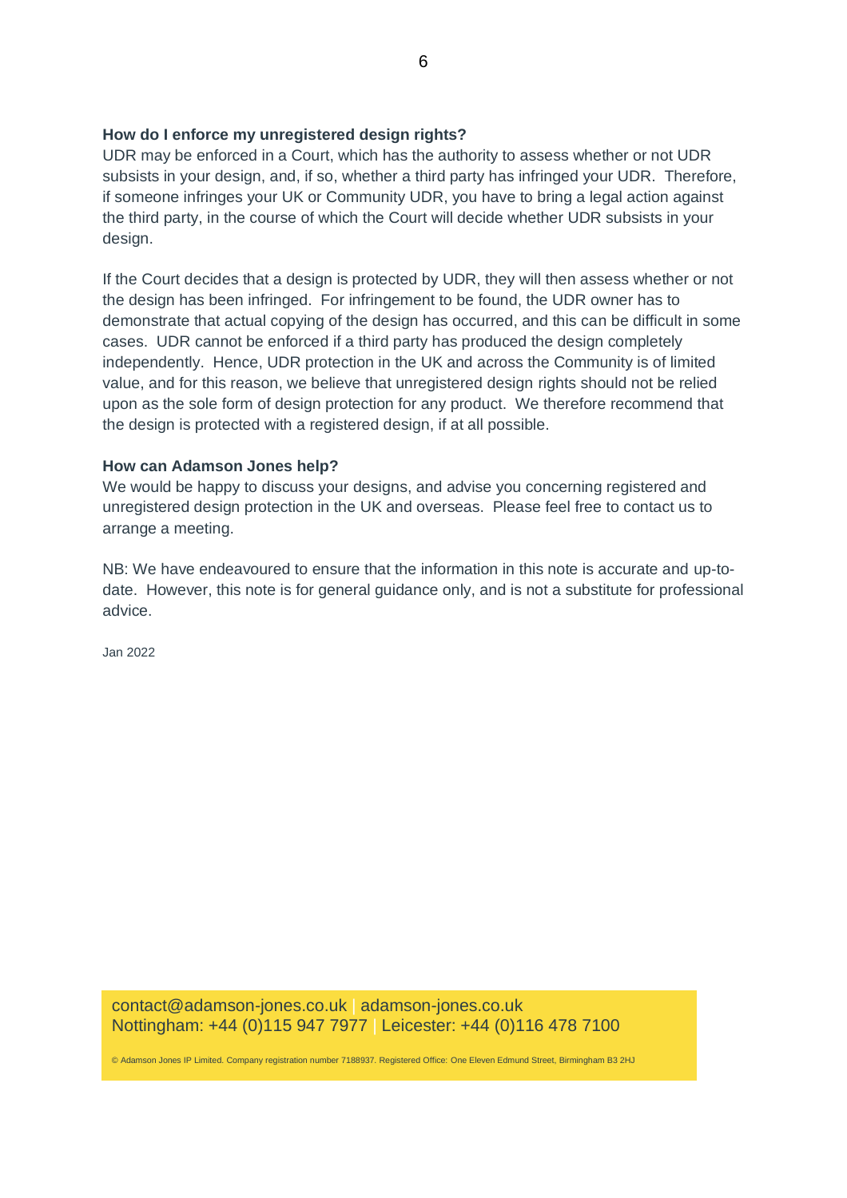**How do I enforce my unregistered design rights?**
UDR may be enforced in a Court, which has the authority to assess whether or not UDR subsists in your design, and, if so, whether a third party has infringed your UDR. Therefore, if someone infringes your UK or Community UDR, you have to bring a legal action against the third party, in the course of which the Court will decide whether UDR subsists in your design.

If the Court decides that a design is protected by UDR, they will then assess whether or not the design has been infringed. For infringement to be found, the UDR owner has to demonstrate that actual copying of the design has occurred, and this can be difficult in some cases. UDR cannot be enforced if a third party has produced the design completely independently. Hence, UDR protection in the UK and across the Community is of limited value, and for this reason, we believe that unregistered design rights should not be relied upon as the sole form of design protection for any product. We therefore recommend that the design is protected with a registered design, if at all possible.

**How can Adamson Jones help?**
We would be happy to discuss your designs, and advise you concerning registered and unregistered design protection in the UK and overseas. Please feel free to contact us to arrange a meeting.

NB: We have endeavoured to ensure that the information in this note is accurate and up-to-date. However, this note is for general guidance only, and is not a substitute for professional advice.

Jan 2022

contact@adamson-jones.co.uk | adamson-jones.co.uk
Nottingham: +44 (0)115 947 7977 | Leicester: +44 (0)116 478 7100

© Adamson Jones IP Limited. Company registration number 7188937. Registered Office: One Eleven Edmund Street, Birmingham B3 2HJ